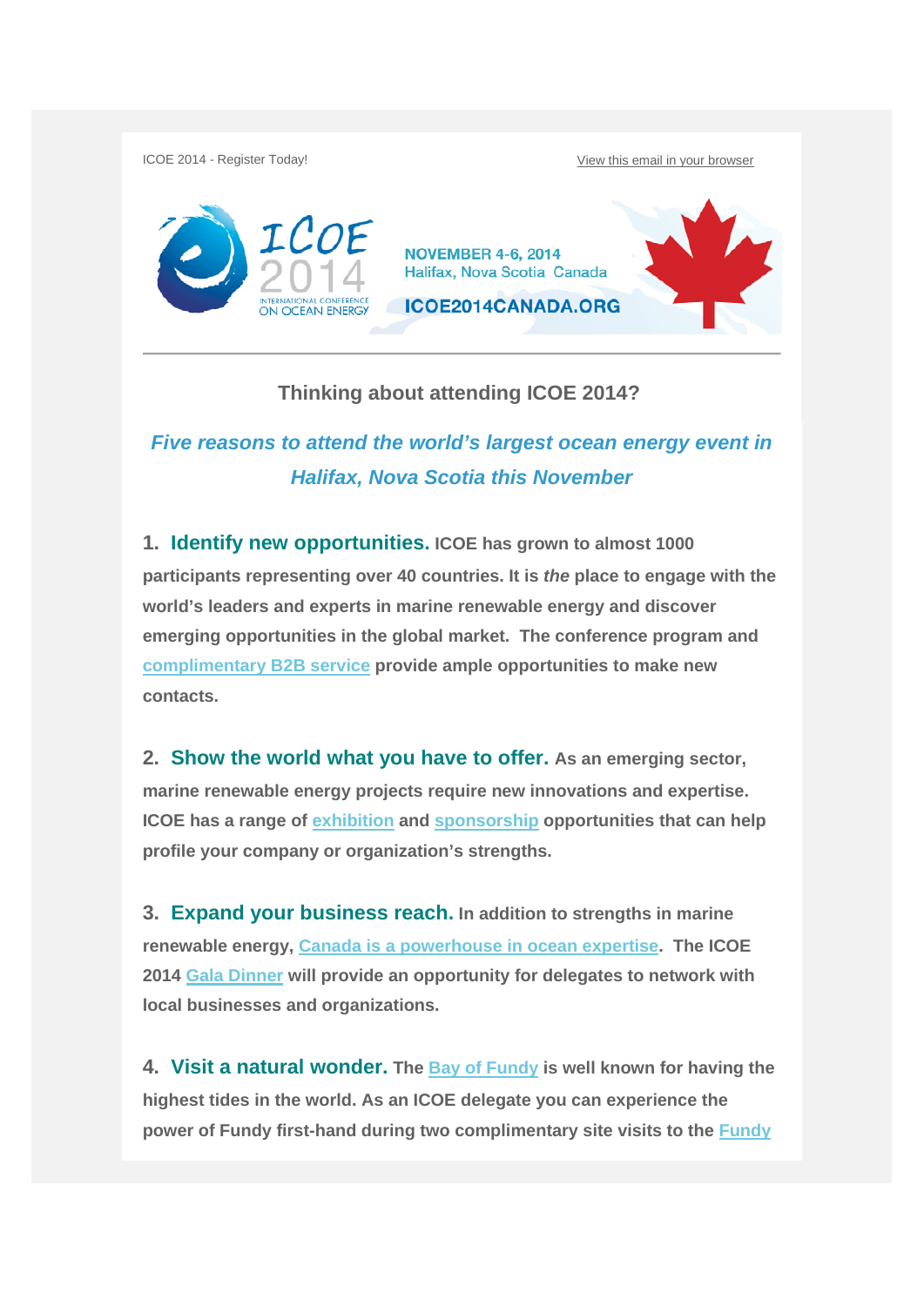ICOE 2014 - Register Today!

View this email in your browser

ICOE 2014 INTERNATIONAL CONFERENCE ON OCEAN ENERGY

NOVEMBER 4-6, 2014
Halifax, Nova Scotia Canada

ICOE2014CANADA.ORG

---

## Thinking about attending ICOE 2014?

### *Five reasons to attend the world's largest ocean energy event in Halifax, Nova Scotia this November*

**1. Identify new opportunities. ICOE has grown to almost 1000 participants representing over 40 countries. It is *the* place to engage with the world's leaders and experts in marine renewable energy and discover emerging opportunities in the global market. The conference program and complimentary B2B service provide ample opportunities to make new contacts.**

**2. Show the world what you have to offer. As an emerging sector, marine renewable energy projects require new innovations and expertise. ICOE has a range of exhibition and sponsorship opportunities that can help profile your company or organization's strengths.**

**3. Expand your business reach. In addition to strengths in marine renewable energy, Canada is a powerhouse in ocean expertise. The ICOE 2014 Gala Dinner will provide an opportunity for delegates to network with local businesses and organizations.**

**4. Visit a natural wonder. The Bay of Fundy is well known for having the highest tides in the world. As an ICOE delegate you can experience the power of Fundy first-hand during two complimentary site visits to the Fundy**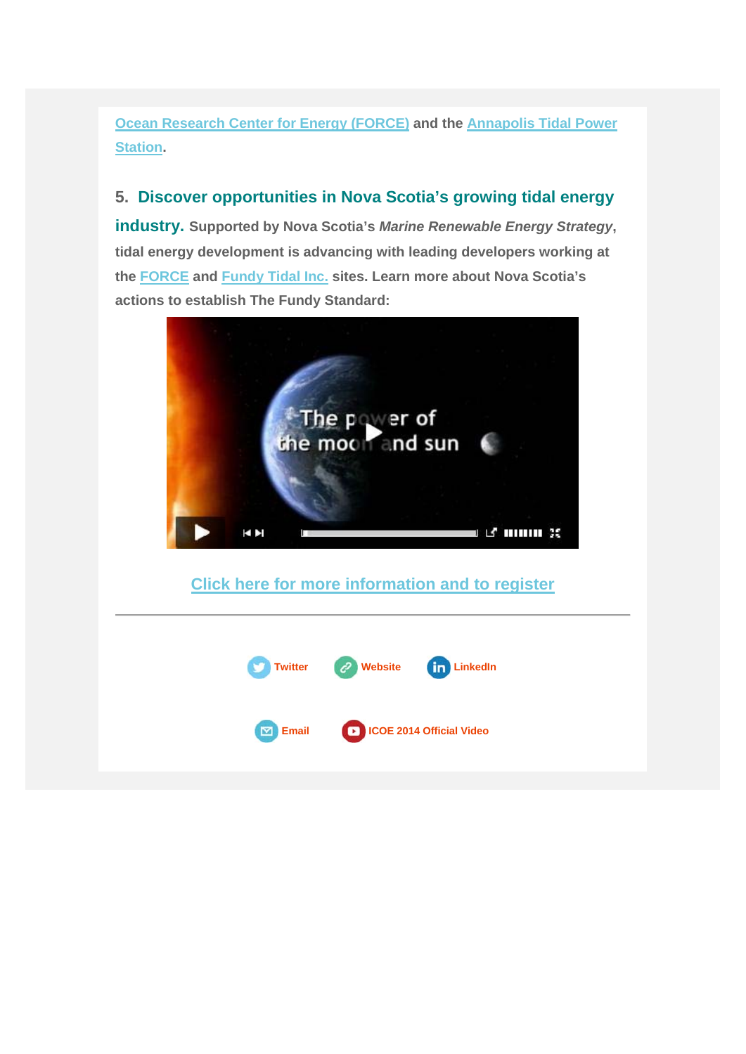Ocean Research Center for Energy (FORCE) and the Annapolis Tidal Power Station.

5. **Discover opportunities in Nova Scotia's growing tidal energy industry.** Supported by Nova Scotia's *Marine Renewable Energy Strategy*, tidal energy development is advancing with leading developers working at the FORCE and Fundy Tidal Inc. sites. Learn more about Nova Scotia's actions to establish The Fundy Standard:

Click here for more information and to register

---

Twitter Website LinkedIn

Email ICOE 2014 Official Video